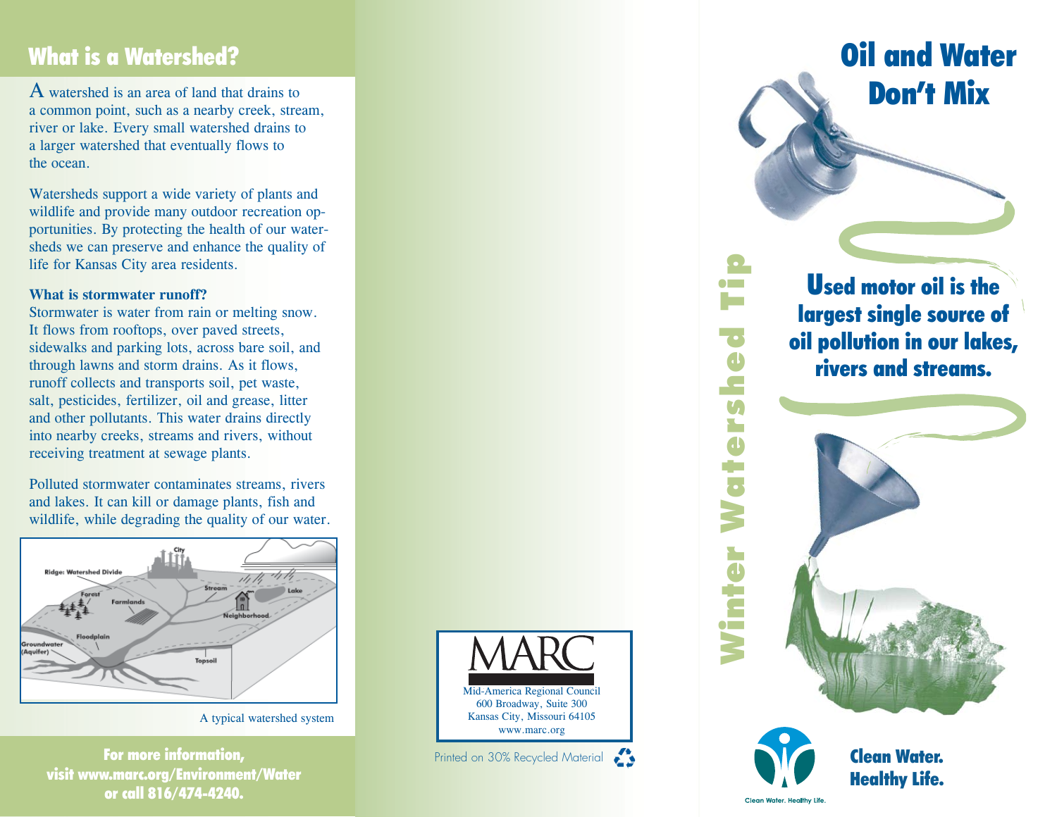## What is a Watershed?

A watershed is an area of land that drains to a common point, such as a nearby creek, stream, river or lake. Every small watershed drains to a larger watershed that eventually flows to the ocean.

Watersheds support a wide variety of plants and wildlife and provide many outdoor recreation opportunities. By protecting the health of our watersheds we can preserve and enhance the quality of life for Kansas City area residents.

**What is stormwater runoff?**

Stormwater is water from rain or melting snow. It flows from rooftops, over paved streets, sidewalks and parking lots, across bare soil, and through lawns and storm drains. As it flows, runoff collects and transports soil, pet waste, salt, pesticides, fertilizer, oil and grease, litter and other pollutants. This water drains directly into nearby creeks, streams and rivers, without receiving treatment at sewage plants.

Polluted stormwater contaminates streams, rivers and lakes. It can kill or damage plants, fish and wildlife, while degrading the quality of our water.

A typical watershed system

**For more information, visit www.marc.org/Environment/Water or call 816/474-4240.**

MARC
Mid-America Regional Council
600 Broadway, Suite 300
Kansas City, Missouri 64105
www.marc.org

Printed on 30% Recycled Material

# Oil and Water Don't Mix

Winter Watershed Tip

**Used motor oil is the largest single source of oil pollution in our lakes, rivers and streams.**

**Clean Water. Healthy Life.**

Clean Water. Healthy Life.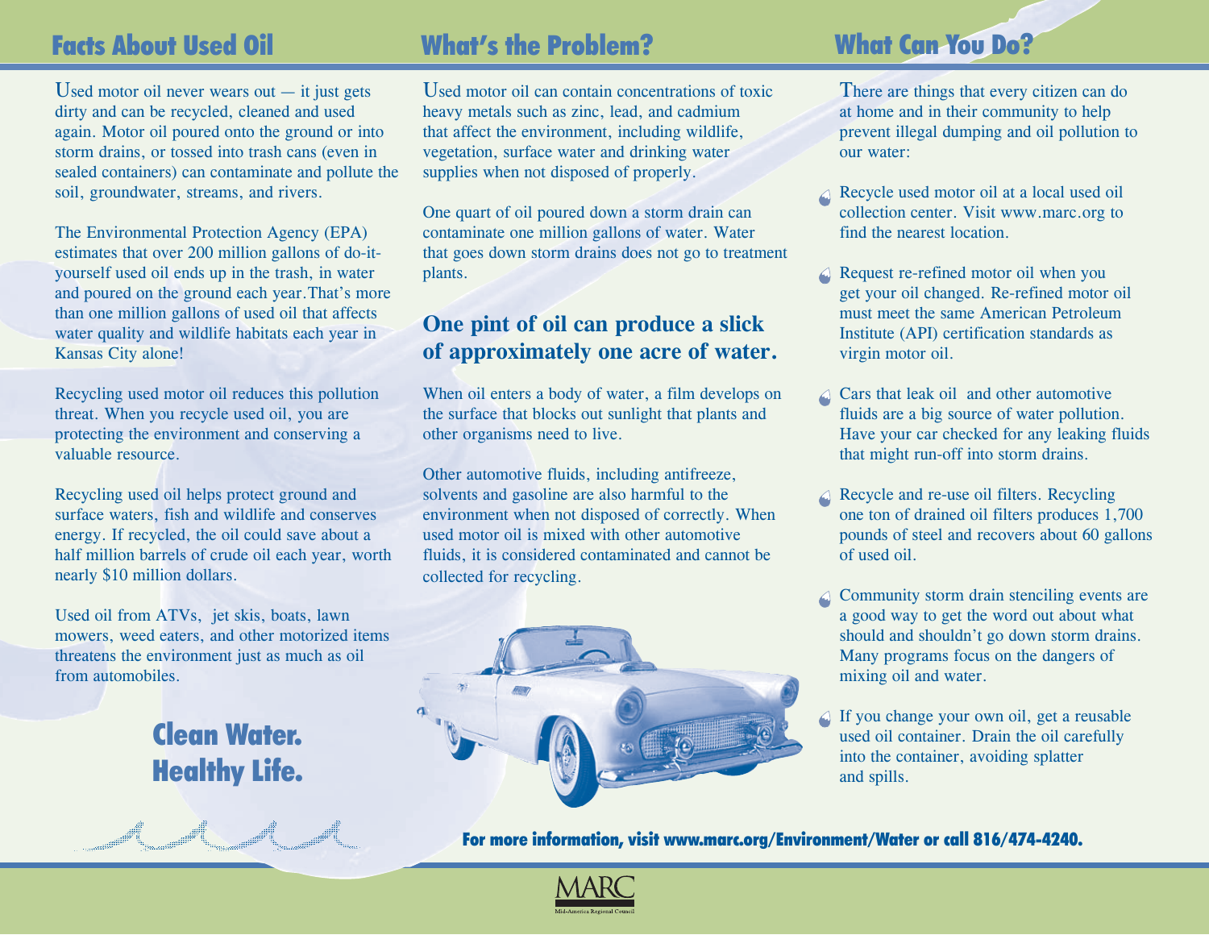## Facts About Used Oil

Used motor oil never wears out — it just gets dirty and can be recycled, cleaned and used again. Motor oil poured onto the ground or into storm drains, or tossed into trash cans (even in sealed containers) can contaminate and pollute the soil, groundwater, streams, and rivers.

The Environmental Protection Agency (EPA) estimates that over 200 million gallons of do-it-yourself used oil ends up in the trash, in water and poured on the ground each year.That's more than one million gallons of used oil that affects water quality and wildlife habitats each year in Kansas City alone!

Recycling used motor oil reduces this pollution threat. When you recycle used oil, you are protecting the environment and conserving a valuable resource.

Recycling used oil helps protect ground and surface waters, fish and wildlife and conserves energy. If recycled, the oil could save about a half million barrels of crude oil each year, worth nearly $10 million dollars.

Used oil from ATVs, jet skis, boats, lawn mowers, weed eaters, and other motorized items threatens the environment just as much as oil from automobiles.

**Clean Water. Healthy Life.**

## What's the Problem?

Used motor oil can contain concentrations of toxic heavy metals such as zinc, lead, and cadmium that affect the environment, including wildlife, vegetation, surface water and drinking water supplies when not disposed of properly.

One quart of oil poured down a storm drain can contaminate one million gallons of water. Water that goes down storm drains does not go to treatment plants.

**One pint of oil can produce a slick of approximately one acre of water.**

When oil enters a body of water, a film develops on the surface that blocks out sunlight that plants and other organisms need to live.

Other automotive fluids, including antifreeze, solvents and gasoline are also harmful to the environment when not disposed of correctly. When used motor oil is mixed with other automotive fluids, it is considered contaminated and cannot be collected for recycling.

## What Can You Do?

There are things that every citizen can do at home and in their community to help prevent illegal dumping and oil pollution to our water:

- Recycle used motor oil at a local used oil collection center. Visit www.marc.org to find the nearest location.
- Request re-refined motor oil when you get your oil changed. Re-refined motor oil must meet the same American Petroleum Institute (API) certification standards as virgin motor oil.
- Cars that leak oil and other automotive fluids are a big source of water pollution. Have your car checked for any leaking fluids that might run-off into storm drains.
- Recycle and re-use oil filters. Recycling one ton of drained oil filters produces 1,700 pounds of steel and recovers about 60 gallons of used oil.
- Community storm drain stenciling events are a good way to get the word out about what should and shouldn't go down storm drains. Many programs focus on the dangers of mixing oil and water.
- If you change your own oil, get a reusable used oil container. Drain the oil carefully into the container, avoiding splatter and spills.

**For more information, visit www.marc.org/Environment/Water or call 816/474-4240.**

MARC
Mid-America Regional Council